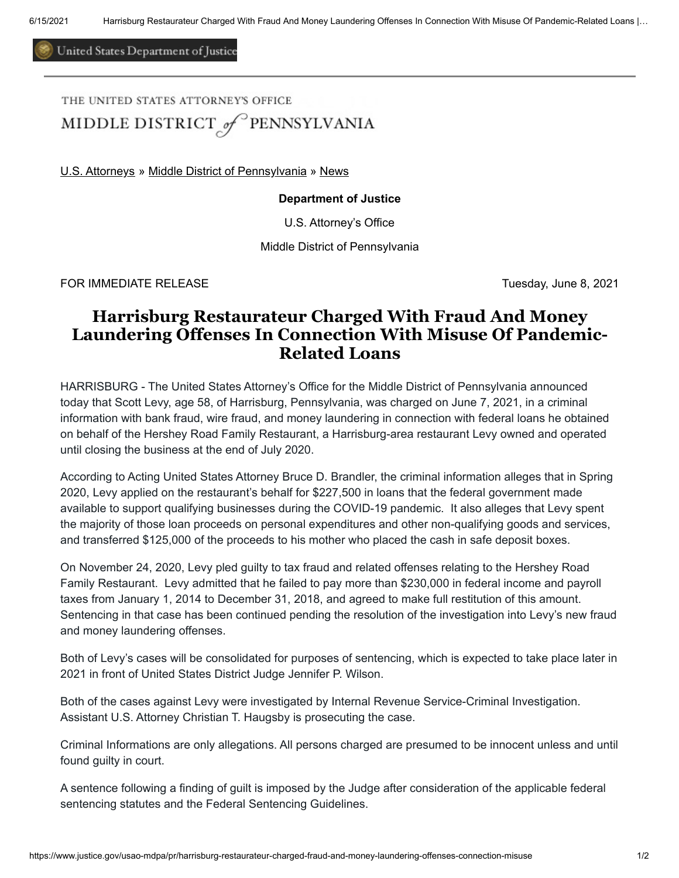United States Department of Justice

THE UNITED STATES ATTORNEY'S OFFICE
MIDDLE DISTRICT of PENNSYLVANIA

U.S. Attorneys » Middle District of Pennsylvania » News

**Department of Justice**

U.S. Attorney's Office

Middle District of Pennsylvania

FOR IMMEDIATE RELEASE — Tuesday, June 8, 2021

# Harrisburg Restaurateur Charged With Fraud And Money Laundering Offenses In Connection With Misuse Of Pandemic-Related Loans

HARRISBURG - The United States Attorney's Office for the Middle District of Pennsylvania announced today that Scott Levy, age 58, of Harrisburg, Pennsylvania, was charged on June 7, 2021, in a criminal information with bank fraud, wire fraud, and money laundering in connection with federal loans he obtained on behalf of the Hershey Road Family Restaurant, a Harrisburg-area restaurant Levy owned and operated until closing the business at the end of July 2020.

According to Acting United States Attorney Bruce D. Brandler, the criminal information alleges that in Spring 2020, Levy applied on the restaurant's behalf for $227,500 in loans that the federal government made available to support qualifying businesses during the COVID-19 pandemic. It also alleges that Levy spent the majority of those loan proceeds on personal expenditures and other non-qualifying goods and services, and transferred $125,000 of the proceeds to his mother who placed the cash in safe deposit boxes.

On November 24, 2020, Levy pled guilty to tax fraud and related offenses relating to the Hershey Road Family Restaurant. Levy admitted that he failed to pay more than $230,000 in federal income and payroll taxes from January 1, 2014 to December 31, 2018, and agreed to make full restitution of this amount. Sentencing in that case has been continued pending the resolution of the investigation into Levy's new fraud and money laundering offenses.

Both of Levy's cases will be consolidated for purposes of sentencing, which is expected to take place later in 2021 in front of United States District Judge Jennifer P. Wilson.

Both of the cases against Levy were investigated by Internal Revenue Service-Criminal Investigation. Assistant U.S. Attorney Christian T. Haugsby is prosecuting the case.

Criminal Informations are only allegations. All persons charged are presumed to be innocent unless and until found guilty in court.

A sentence following a finding of guilt is imposed by the Judge after consideration of the applicable federal sentencing statutes and the Federal Sentencing Guidelines.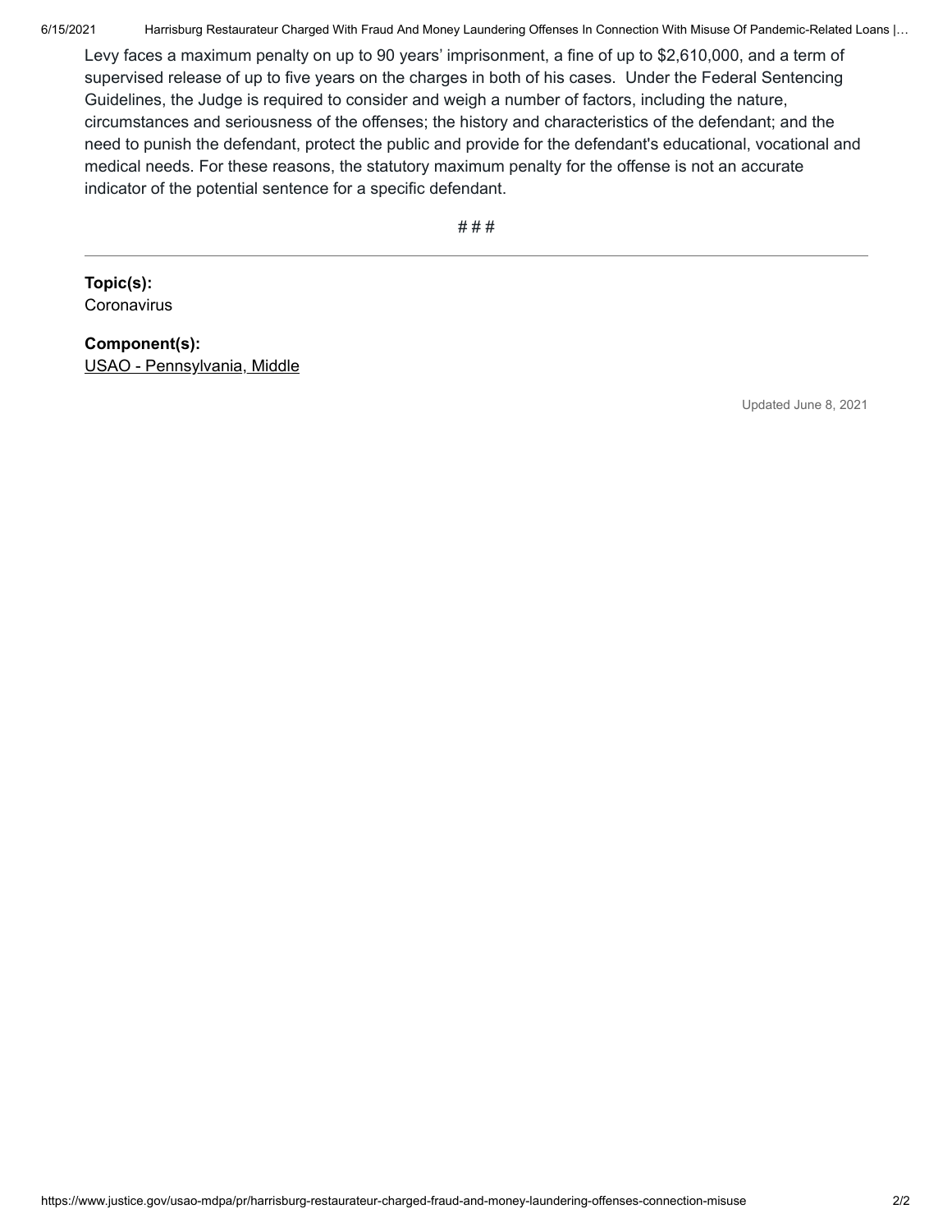Levy faces a maximum penalty on up to 90 years' imprisonment, a fine of up to $2,610,000, and a term of supervised release of up to five years on the charges in both of his cases. Under the Federal Sentencing Guidelines, the Judge is required to consider and weigh a number of factors, including the nature, circumstances and seriousness of the offenses; the history and characteristics of the defendant; and the need to punish the defendant, protect the public and provide for the defendant's educational, vocational and medical needs. For these reasons, the statutory maximum penalty for the offense is not an accurate indicator of the potential sentence for a specific defendant.

# # #

---

**Topic(s):**
Coronavirus

**Component(s):**
USAO - Pennsylvania, Middle

Updated June 8, 2021